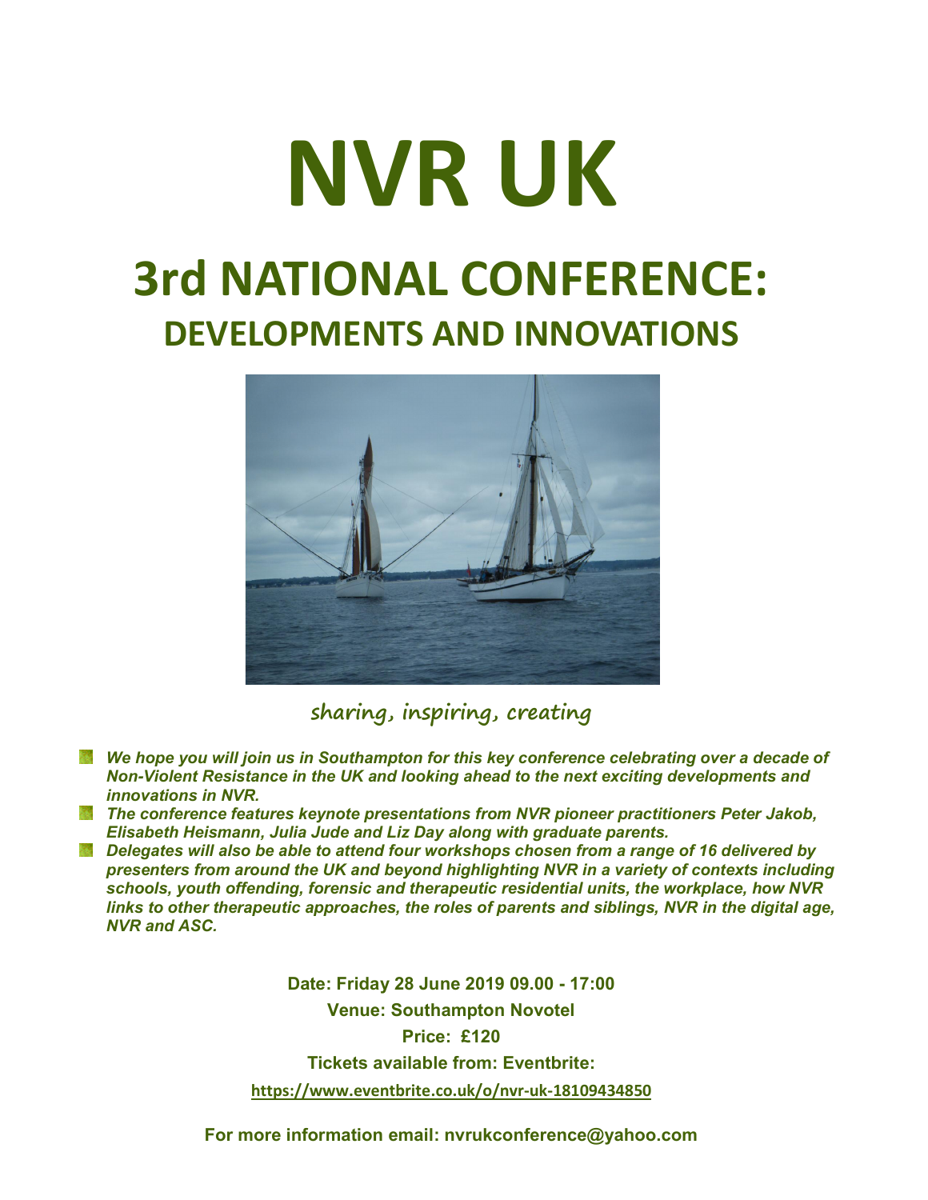# NVR UK

## 3rd NATIONAL CONFERENCE:

### DEVELOPMENTS AND INNOVATIONS

sharing, inspiring, creating

- ***We hope you will join us in Southampton for this key conference celebrating over a decade of Non-Violent Resistance in the UK and looking ahead to the next exciting developments and innovations in NVR.***
- ***The conference features keynote presentations from NVR pioneer practitioners Peter Jakob, Elisabeth Heismann, Julia Jude and Liz Day along with graduate parents.***
- ***Delegates will also be able to attend four workshops chosen from a range of 16 delivered by presenters from around the UK and beyond highlighting NVR in a variety of contexts including schools, youth offending, forensic and therapeutic residential units, the workplace, how NVR links to other therapeutic approaches, the roles of parents and siblings, NVR in the digital age, NVR and ASC.***

**Date: Friday 28 June 2019 09.00 - 17:00**

**Venue: Southampton Novotel**

**Price: £120**

**Tickets available from: Eventbrite:**

**https://www.eventbrite.co.uk/o/nvr-uk-18109434850**

**For more information email: nvrukconference@yahoo.com**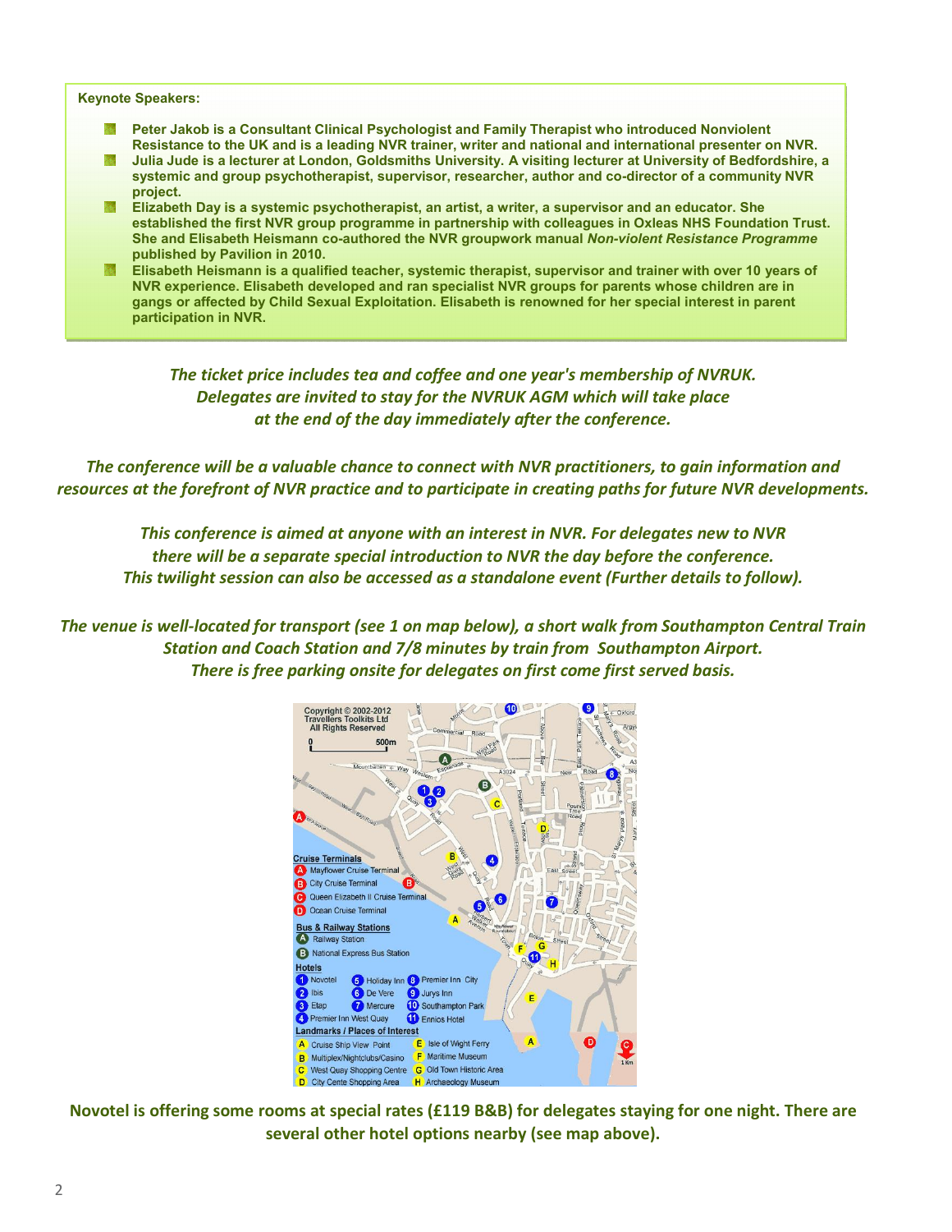**Keynote Speakers:**

- **Peter Jakob is a Consultant Clinical Psychologist and Family Therapist who introduced Nonviolent Resistance to the UK and is a leading NVR trainer, writer and national and international presenter on NVR.**
- **Julia Jude is a lecturer at London, Goldsmiths University. A visiting lecturer at University of Bedfordshire, a systemic and group psychotherapist, supervisor, researcher, author and co-director of a community NVR project.**
- **Elizabeth Day is a systemic psychotherapist, an artist, a writer, a supervisor and an educator. She established the first NVR group programme in partnership with colleagues in Oxleas NHS Foundation Trust. She and Elisabeth Heismann co-authored the NVR groupwork manual *Non-violent Resistance Programme* published by Pavilion in 2010.**
- **Elisabeth Heismann is a qualified teacher, systemic therapist, supervisor and trainer with over 10 years of NVR experience. Elisabeth developed and ran specialist NVR groups for parents whose children are in gangs or affected by Child Sexual Exploitation. Elisabeth is renowned for her special interest in parent participation in NVR.**

***The ticket price includes tea and coffee and one year's membership of NVRUK. Delegates are invited to stay for the NVRUK AGM which will take place at the end of the day immediately after the conference.***

***The conference will be a valuable chance to connect with NVR practitioners, to gain information and resources at the forefront of NVR practice and to participate in creating paths for future NVR developments.***

***This conference is aimed at anyone with an interest in NVR. For delegates new to NVR there will be a separate special introduction to NVR the day before the conference. This twilight session can also be accessed as a standalone event (Further details to follow).***

***The venue is well-located for transport (see 1 on map below), a short walk from Southampton Central Train Station and Coach Station and 7/8 minutes by train from Southampton Airport. There is free parking onsite for delegates on first come first served basis.***

**Novotel is offering some rooms at special rates (£119 B&B) for delegates staying for one night. There are several other hotel options nearby (see map above).**